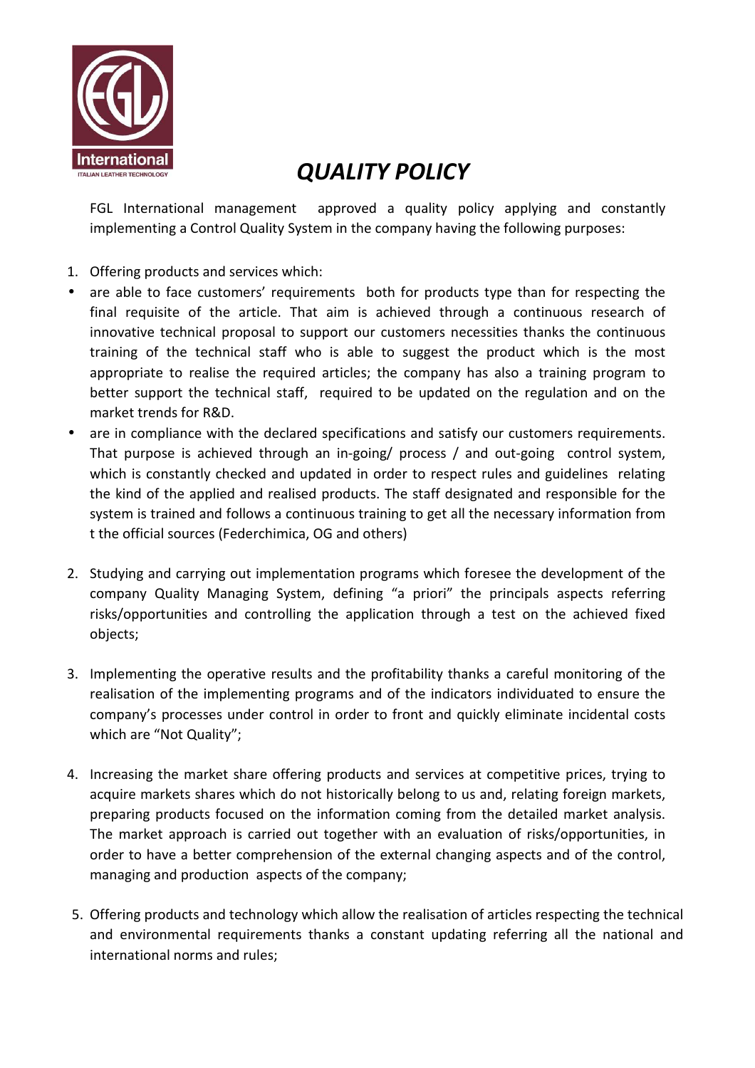# *QUALITY POLICY*

FGL International management approved a quality policy applying and constantly implementing a Control Quality System in the company having the following purposes:

1. Offering products and services which:

- are able to face customers' requirements both for products type than for respecting the final requisite of the article. That aim is achieved through a continuous research of innovative technical proposal to support our customers necessities thanks the continuous training of the technical staff who is able to suggest the product which is the most appropriate to realise the required articles; the company has also a training program to better support the technical staff, required to be updated on the regulation and on the market trends for R&D.
- are in compliance with the declared specifications and satisfy our customers requirements. That purpose is achieved through an in-going/ process / and out-going control system, which is constantly checked and updated in order to respect rules and guidelines relating the kind of the applied and realised products. The staff designated and responsible for the system is trained and follows a continuous training to get all the necessary information from t the official sources (Federchimica, OG and others)

2. Studying and carrying out implementation programs which foresee the development of the company Quality Managing System, defining "a priori" the principals aspects referring risks/opportunities and controlling the application through a test on the achieved fixed objects;

3. Implementing the operative results and the profitability thanks a careful monitoring of the realisation of the implementing programs and of the indicators individuated to ensure the company's processes under control in order to front and quickly eliminate incidental costs which are "Not Quality";

4. Increasing the market share offering products and services at competitive prices, trying to acquire markets shares which do not historically belong to us and, relating foreign markets, preparing products focused on the information coming from the detailed market analysis. The market approach is carried out together with an evaluation of risks/opportunities, in order to have a better comprehension of the external changing aspects and of the control, managing and production aspects of the company;

5. Offering products and technology which allow the realisation of articles respecting the technical and environmental requirements thanks a constant updating referring all the national and international norms and rules;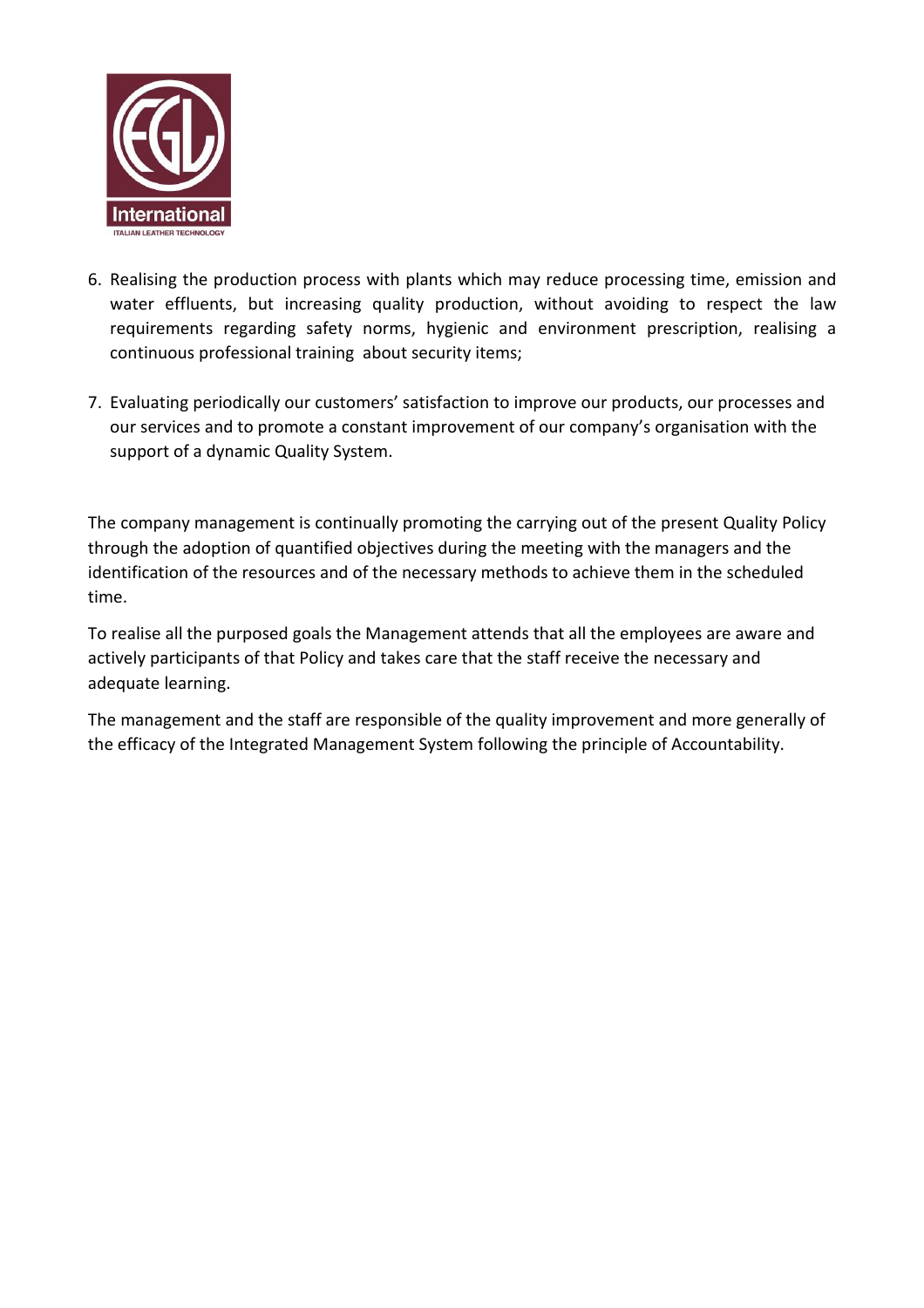6. Realising the production process with plants which may reduce processing time, emission and water effluents, but increasing quality production, without avoiding to respect the law requirements regarding safety norms, hygienic and environment prescription, realising a continuous professional training about security items;

7. Evaluating periodically our customers' satisfaction to improve our products, our processes and our services and to promote a constant improvement of our company's organisation with the support of a dynamic Quality System.

The company management is continually promoting the carrying out of the present Quality Policy through the adoption of quantified objectives during the meeting with the managers and the identification of the resources and of the necessary methods to achieve them in the scheduled time.

To realise all the purposed goals the Management attends that all the employees are aware and actively participants of that Policy and takes care that the staff receive the necessary and adequate learning.

The management and the staff are responsible of the quality improvement and more generally of the efficacy of the Integrated Management System following the principle of Accountability.